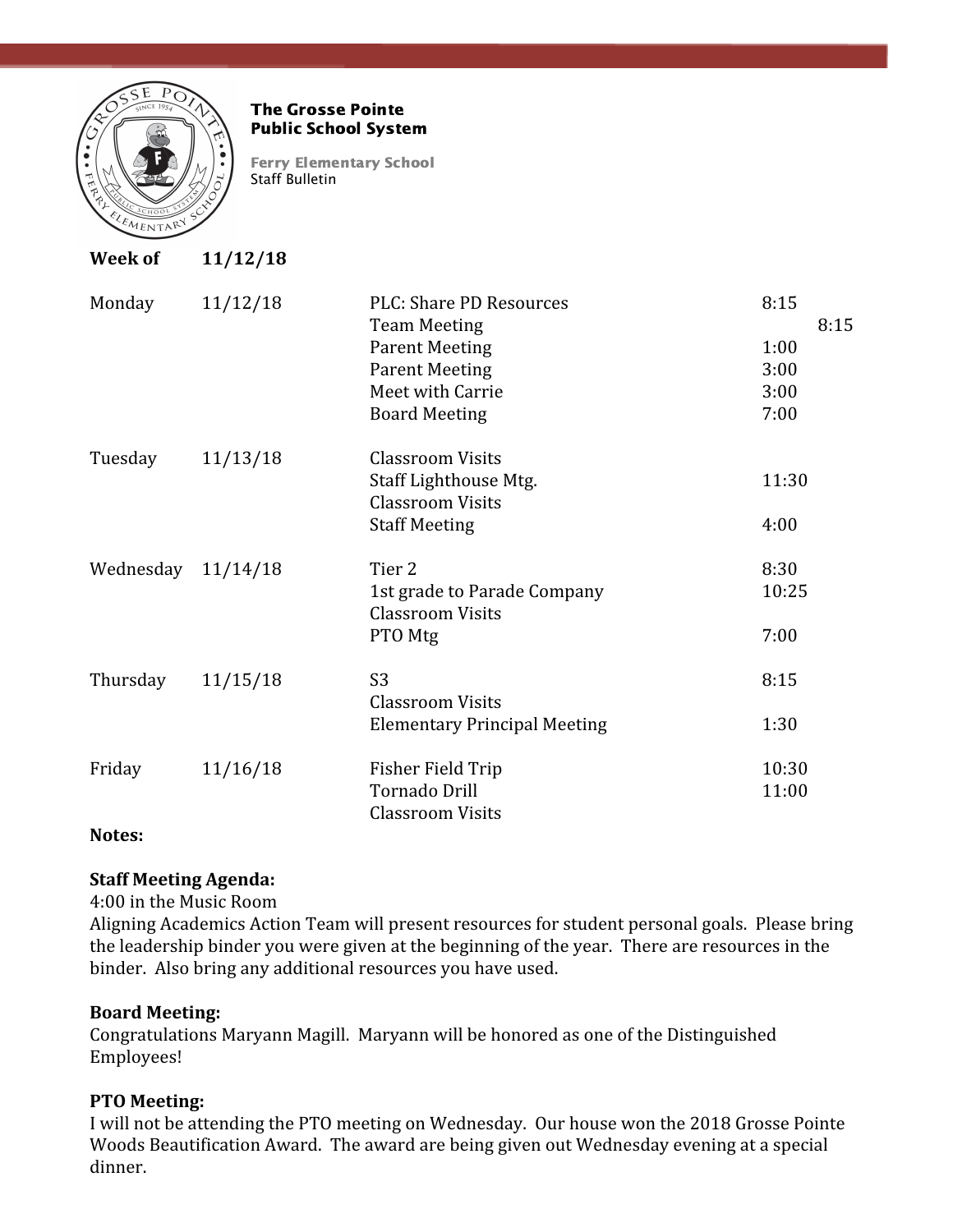**The Grosse Pointe Public School System**

**Ferry Elementary School**
Staff Bulletin

**Week of 11/12/18**

| | | | |
|---|---|---|---|
| Monday | 11/12/18 | PLC: Share PD Resources | 8:15 |
| | | Team Meeting | 8:15 |
| | | Parent Meeting | 1:00 |
| | | Parent Meeting | 3:00 |
| | | Meet with Carrie | 3:00 |
| | | Board Meeting | 7:00 |
| Tuesday | 11/13/18 | Classroom Visits | |
| | | Staff Lighthouse Mtg. | 11:30 |
| | | Classroom Visits | |
| | | Staff Meeting | 4:00 |
| Wednesday | 11/14/18 | Tier 2 | 8:30 |
| | | 1st grade to Parade Company | 10:25 |
| | | Classroom Visits | |
| | | PTO Mtg | 7:00 |
| Thursday | 11/15/18 | S3 | 8:15 |
| | | Classroom Visits | |
| | | Elementary Principal Meeting | 1:30 |
| Friday | 11/16/18 | Fisher Field Trip | 10:30 |
| | | Tornado Drill | 11:00 |
| | | Classroom Visits | |

**Notes:**

**Staff Meeting Agenda:**
4:00 in the Music Room
Aligning Academics Action Team will present resources for student personal goals. Please bring the leadership binder you were given at the beginning of the year. There are resources in the binder. Also bring any additional resources you have used.

**Board Meeting:**
Congratulations Maryann Magill. Maryann will be honored as one of the Distinguished Employees!

**PTO Meeting:**
I will not be attending the PTO meeting on Wednesday. Our house won the 2018 Grosse Pointe Woods Beautification Award. The award are being given out Wednesday evening at a special dinner.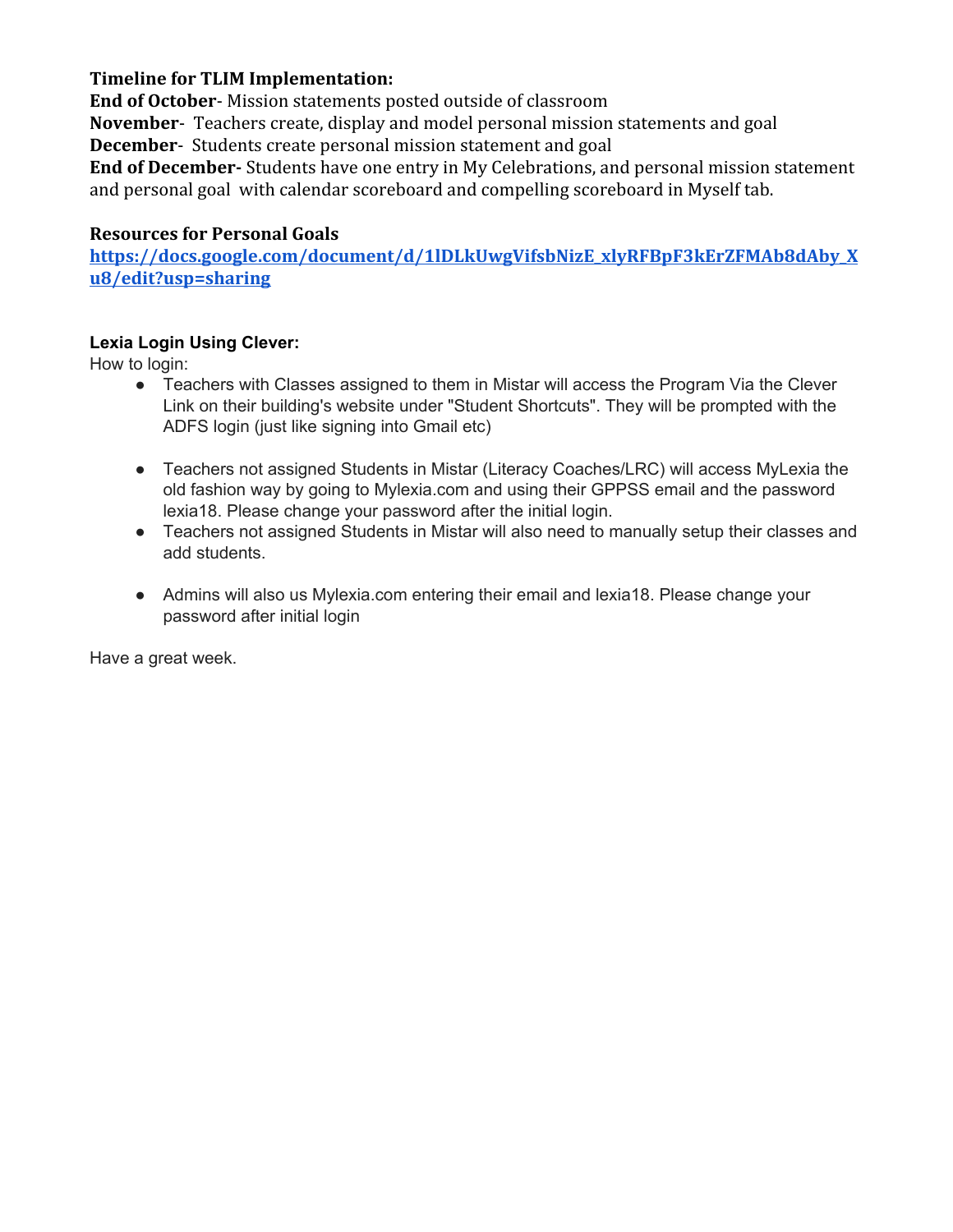**Timeline for TLIM Implementation:**
**End of October**- Mission statements posted outside of classroom
**November**- Teachers create, display and model personal mission statements and goal
**December**- Students create personal mission statement and goal
**End of December-** Students have one entry in My Celebrations, and personal mission statement and personal goal with calendar scoreboard and compelling scoreboard in Myself tab.

**Resources for Personal Goals**
**https://docs.google.com/document/d/1lDLkUwgVifsbNizE_xlyRFBpF3kErZFMAb8dAby_Xu8/edit?usp=sharing**

**Lexia Login Using Clever:**
How to login:

- Teachers with Classes assigned to them in Mistar will access the Program Via the Clever Link on their building's website under "Student Shortcuts". They will be prompted with the ADFS login (just like signing into Gmail etc)

- Teachers not assigned Students in Mistar (Literacy Coaches/LRC) will access MyLexia the old fashion way by going to Mylexia.com and using their GPPSS email and the password lexia18. Please change your password after the initial login.
- Teachers not assigned Students in Mistar will also need to manually setup their classes and add students.

- Admins will also us Mylexia.com entering their email and lexia18. Please change your password after initial login

Have a great week.